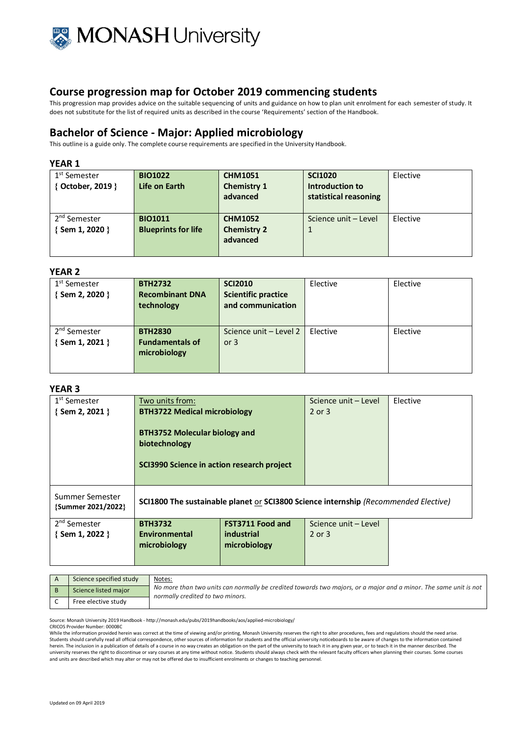# Course progression map for October 2019 commencing students

This progression map provides advice on the suitable sequencing of units and guidance on how to plan unit enrolment for each semester of study. It does not substitute for the list of required units as described in the course 'Requirements' section of the Handbook.

## Bachelor of Science - Major: Applied microbiology

This outline is a guide only. The complete course requirements are specified in the University Handbook.

### YEAR 1

| Semester | | | | |
|---|---|---|---|---|
| 1st Semester { October, 2019 } | **BIO1022 Life on Earth** | **CHM1051 Chemistry 1 advanced** | **SCI1020 Introduction to statistical reasoning** | Elective |
| 2nd Semester { Sem 1, 2020 } | **BIO1011 Blueprints for life** | **CHM1052 Chemistry 2 advanced** | Science unit – Level 1 | Elective |

### YEAR 2

| Semester | | | | |
|---|---|---|---|---|
| 1st Semester { Sem 2, 2020 } | **BTH2732 Recombinant DNA technology** | **SCI2010 Scientific practice and communication** | Elective | Elective |
| 2nd Semester { Sem 1, 2021 } | **BTH2830 Fundamentals of microbiology** | Science unit – Level 2 or 3 | Elective | Elective |

### YEAR 3

| Semester | | | | |
|---|---|---|---|---|
| 1st Semester { Sem 2, 2021 } | Two units from: **BTH3722 Medical microbiology**; **BTH3752 Molecular biology and biotechnology**; **SCI3990 Science in action research project** | | Science unit – Level 2 or 3 | Elective |
| Summer Semester {Summer 2021/2022} | **SCI1800 The sustainable planet** or **SCI3800 Science internship** *(Recommended Elective)* | | | |
| 2nd Semester { Sem 1, 2022 } | **BTH3732 Environmental microbiology** | **FST3711 Food and industrial microbiology** | Science unit – Level 2 or 3 | |

| | |
|---|---|
| A | Science specified study |
| B | Science listed major |
| C | Free elective study |

Notes:
*No more than two units can normally be credited towards two majors, or a major and a minor. The same unit is not normally credited to two minors.*

Source: Monash University 2019 Handbook - http://monash.edu/pubs/2019handbooks/aos/applied-microbiology/
CRICOS Provider Number: 00008C
While the information provided herein was correct at the time of viewing and/or printing, Monash University reserves the right to alter procedures, fees and regulations should the need arise. Students should carefully read all official correspondence, other sources of information for students and the official university noticeboards to be aware of changes to the information contained herein. The inclusion in a publication of details of a course in no way creates an obligation on the part of the university to teach it in any given year, or to teach it in the manner described. The university reserves the right to discontinue or vary courses at any time without notice. Students should always check with the relevant faculty officers when planning their courses. Some courses and units are described which may alter or may not be offered due to insufficient enrolments or changes to teaching personnel.

Updated on 09 April 2019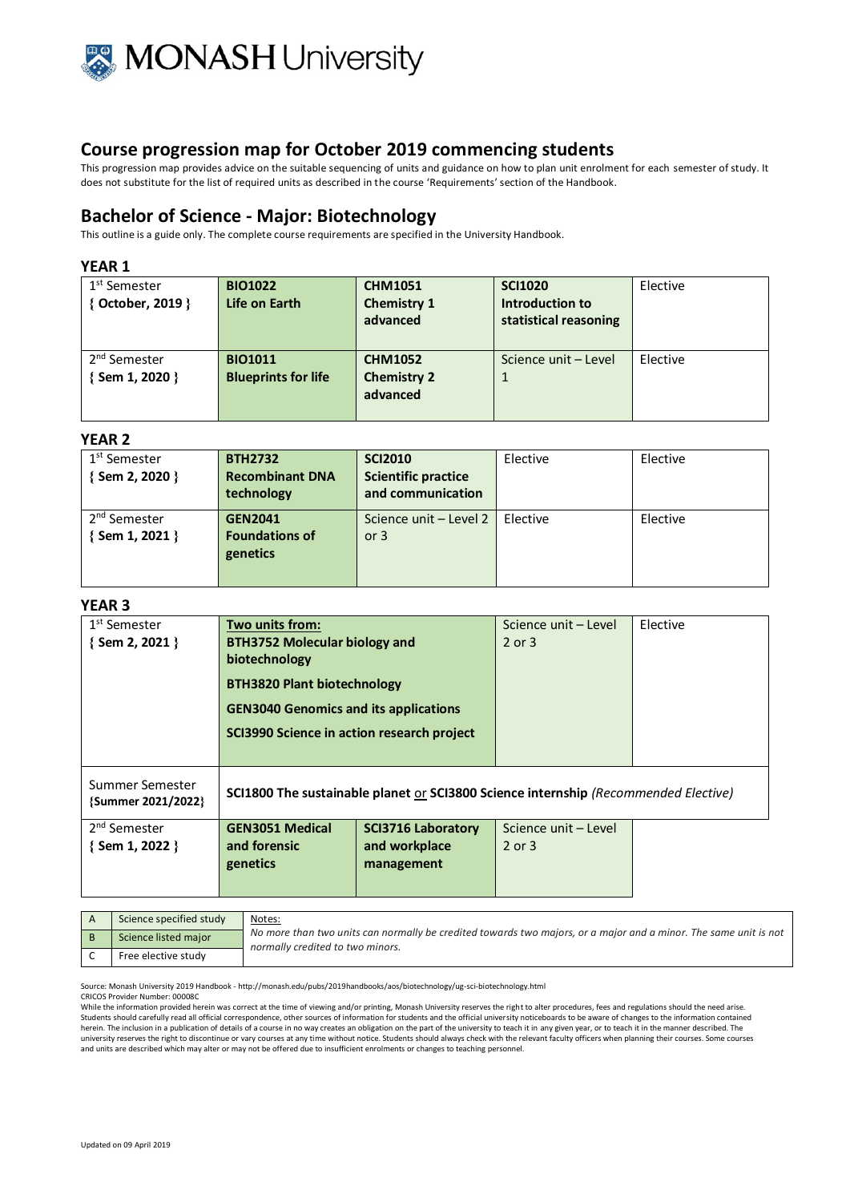## Course progression map for October 2019 commencing students

This progression map provides advice on the suitable sequencing of units and guidance on how to plan unit enrolment for each semester of study. It does not substitute for the list of required units as described in the course 'Requirements' section of the Handbook.

## Bachelor of Science - Major: Biotechnology

This outline is a guide only. The complete course requirements are specified in the University Handbook.

### YEAR 1

| | | | | |
|---|---|---|---|---|
| 1st Semester { October, 2019 } | **BIO1022 Life on Earth** | **CHM1051 Chemistry 1 advanced** | **SCI1020 Introduction to statistical reasoning** | Elective |
| 2nd Semester { Sem 1, 2020 } | **BIO1011 Blueprints for life** | **CHM1052 Chemistry 2 advanced** | Science unit – Level 1 | Elective |

### YEAR 2

| | | | | |
|---|---|---|---|---|
| 1st Semester { Sem 2, 2020 } | **BTH2732 Recombinant DNA technology** | **SCI2010 Scientific practice and communication** | Elective | Elective |
| 2nd Semester { Sem 1, 2021 } | **GEN2041 Foundations of genetics** | Science unit – Level 2 or 3 | Elective | Elective |

### YEAR 3

| | | | | |
|---|---|---|---|---|
| 1st Semester { Sem 2, 2021 } | **Two units from:** **BTH3752 Molecular biology and biotechnology** **BTH3820 Plant biotechnology** **GEN3040 Genomics and its applications** **SCI3990 Science in action research project** | | Science unit – Level 2 or 3 | Elective |
| Summer Semester {Summer 2021/2022} | **SCI1800 The sustainable planet** or **SCI3800 Science internship** *(Recommended Elective)* | | | |
| 2nd Semester { Sem 1, 2022 } | **GEN3051 Medical and forensic genetics** | **SCI3716 Laboratory and workplace management** | Science unit – Level 2 or 3 | |

| | | |
|---|---|---|
| A | Science specified study | Notes: *No more than two units can normally be credited towards two majors, or a major and a minor. The same unit is not normally credited to two minors.* |
| B | Science listed major | |
| C | Free elective study | |

Source: Monash University 2019 Handbook - http://monash.edu/pubs/2019handbooks/aos/biotechnology/ug-sci-biotechnology.html
CRICOS Provider Number: 00008C
While the information provided herein was correct at the time of viewing and/or printing, Monash University reserves the right to alter procedures, fees and regulations should the need arise. Students should carefully read all official correspondence, other sources of information for students and the official university noticeboards to be aware of changes to the information contained herein. The inclusion in a publication of details of a course in no way creates an obligation on the part of the university to teach it in any given year, or to teach it in the manner described. The university reserves the right to discontinue or vary courses at any time without notice. Students should always check with the relevant faculty officers when planning their courses. Some courses and units are described which may alter or may not be offered due to insufficient enrolments or changes to teaching personnel.

Updated on 09 April 2019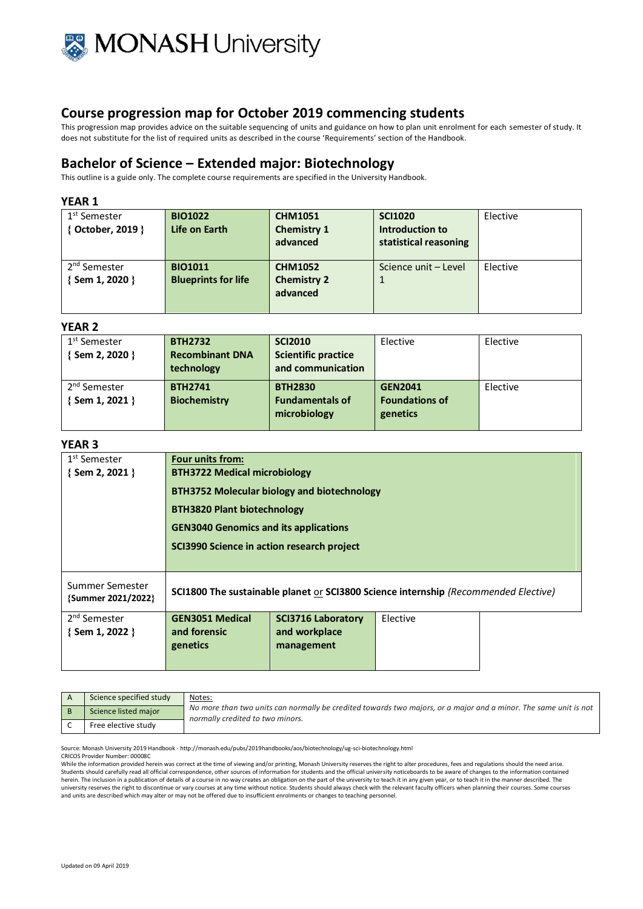# Course progression map for October 2019 commencing students

This progression map provides advice on the suitable sequencing of units and guidance on how to plan unit enrolment for each semester of study. It does not substitute for the list of required units as described in the course 'Requirements' section of the Handbook.

## Bachelor of Science – Extended major: Biotechnology

This outline is a guide only. The complete course requirements are specified in the University Handbook.

### YEAR 1

| | | | | |
|---|---|---|---|---|
| 1st Semester { October, 2019 } | **BIO1022 Life on Earth** | **CHM1051 Chemistry 1 advanced** | **SCI1020 Introduction to statistical reasoning** | Elective |
| 2nd Semester { Sem 1, 2020 } | **BIO1011 Blueprints for life** | **CHM1052 Chemistry 2 advanced** | Science unit – Level 1 | Elective |

### YEAR 2

| | | | | |
|---|---|---|---|---|
| 1st Semester { Sem 2, 2020 } | **BTH2732 Recombinant DNA technology** | **SCI2010 Scientific practice and communication** | Elective | Elective |
| 2nd Semester { Sem 1, 2021 } | **BTH2741 Biochemistry** | **BTH2830 Fundamentals of microbiology** | **GEN2041 Foundations of genetics** | Elective |

### YEAR 3

| | | | | |
|---|---|---|---|---|
| 1st Semester { Sem 2, 2021 } | **Four units from:**<br>**BTH3722 Medical microbiology**<br>**BTH3752 Molecular biology and biotechnology**<br>**BTH3820 Plant biotechnology**<br>**GEN3040 Genomics and its applications**<br>**SCI3990 Science in action research project** | | | |
| Summer Semester {Summer 2021/2022} | **SCI1800 The sustainable planet** or **SCI3800 Science internship** *(Recommended Elective)* | | | |
| 2nd Semester { Sem 1, 2022 } | **GEN3051 Medical and forensic genetics** | **SCI3716 Laboratory and workplace management** | Elective | |

| | | |
|---|---|---|
| A | Science specified study | Notes: *No more than two units can normally be credited towards two majors, or a major and a minor. The same unit is not normally credited to two minors.* |
| B | Science listed major | |
| C | Free elective study | |

Source: Monash University 2019 Handbook - http://monash.edu/pubs/2019handbooks/aos/biotechnology/ug-sci-biotechnology.html
CRICOS Provider Number: 00008C

While the information provided herein was correct at the time of viewing and/or printing, Monash University reserves the right to alter procedures, fees and regulations should the need arise. Students should carefully read all official correspondence, other sources of information for students and the official university noticeboards to be aware of changes to the information contained herein. The inclusion in a publication of details of a course in no way creates an obligation on the part of the university to teach it in any given year, or to teach it in the manner described. The university reserves the right to discontinue or vary courses at any time without notice. Students should always check with the relevant faculty officers when planning their courses. Some courses and units are described which may alter or may not be offered due to insufficient enrolments or changes to teaching personnel.

Updated on 09 April 2019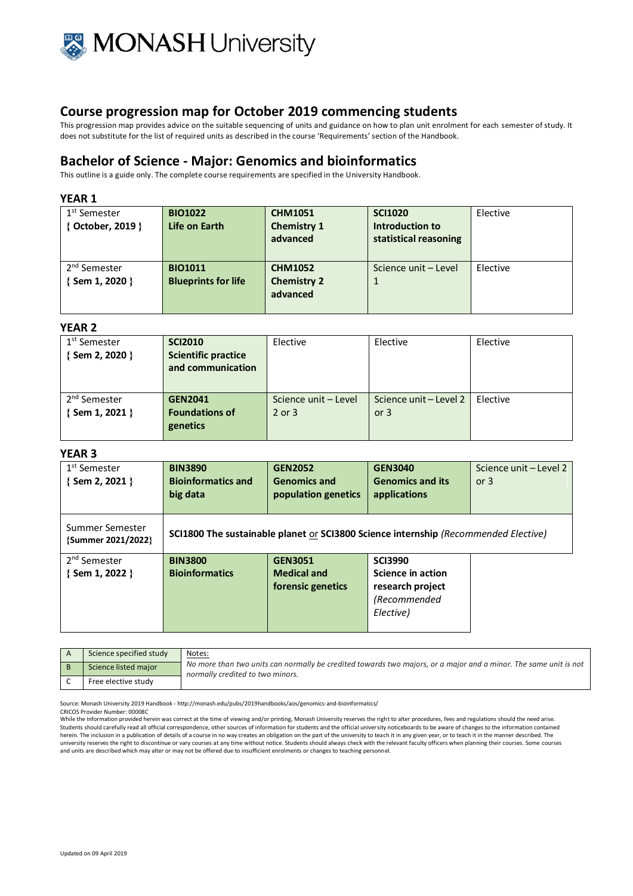MONASH University

## Course progression map for October 2019 commencing students

This progression map provides advice on the suitable sequencing of units and guidance on how to plan unit enrolment for each semester of study. It does not substitute for the list of required units as described in the course 'Requirements' section of the Handbook.

## Bachelor of Science - Major: Genomics and bioinformatics

This outline is a guide only. The complete course requirements are specified in the University Handbook.

### YEAR 1

| | | | | |
|---|---|---|---|---|
| 1st Semester { October, 2019 } | **BIO1022 Life on Earth** | **CHM1051 Chemistry 1 advanced** | **SCI1020 Introduction to statistical reasoning** | Elective |
| 2nd Semester { Sem 1, 2020 } | **BIO1011 Blueprints for life** | **CHM1052 Chemistry 2 advanced** | Science unit – Level 1 | Elective |

### YEAR 2

| | | | | |
|---|---|---|---|---|
| 1st Semester { Sem 2, 2020 } | **SCI2010 Scientific practice and communication** | Elective | Elective | Elective |
| 2nd Semester { Sem 1, 2021 } | **GEN2041 Foundations of genetics** | Science unit – Level 2 or 3 | Science unit – Level 2 or 3 | Elective |

### YEAR 3

| | | | | |
|---|---|---|---|---|
| 1st Semester { Sem 2, 2021 } | **BIN3890 Bioinformatics and big data** | **GEN2052 Genomics and population genetics** | **GEN3040 Genomics and its applications** | Science unit – Level 2 or 3 |
| Summer Semester {Summer 2021/2022} | **SCI1800 The sustainable planet** or **SCI3800 Science internship** *(Recommended Elective)* | | | |
| 2nd Semester { Sem 1, 2022 } | **BIN3800 Bioinformatics** | **GEN3051 Medical and forensic genetics** | **SCI3990 Science in action research project** *(Recommended Elective)* | |

| | | Notes: |
|---|---|---|
| A | Science specified study | *No more than two units can normally be credited towards two majors, or a major and a minor. The same unit is not normally credited to two minors.* |
| B | Science listed major | |
| C | Free elective study | |

Source: Monash University 2019 Handbook - http://monash.edu/pubs/2019handbooks/aos/genomics-and-bioinformatics/

CRICOS Provider Number: 00008C

While the information provided herein was correct at the time of viewing and/or printing, Monash University reserves the right to alter procedures, fees and regulations should the need arise. Students should carefully read all official correspondence, other sources of information for students and the official university noticeboards to be aware of changes to the information contained herein. The inclusion in a publication of details of a course in no way creates an obligation on the part of the university to teach it in any given year, or to teach it in the manner described. The university reserves the right to discontinue or vary courses at any time without notice. Students should always check with the relevant faculty officers when planning their courses. Some courses and units are described which may alter or may not be offered due to insufficient enrolments or changes to teaching personnel.

Updated on 09 April 2019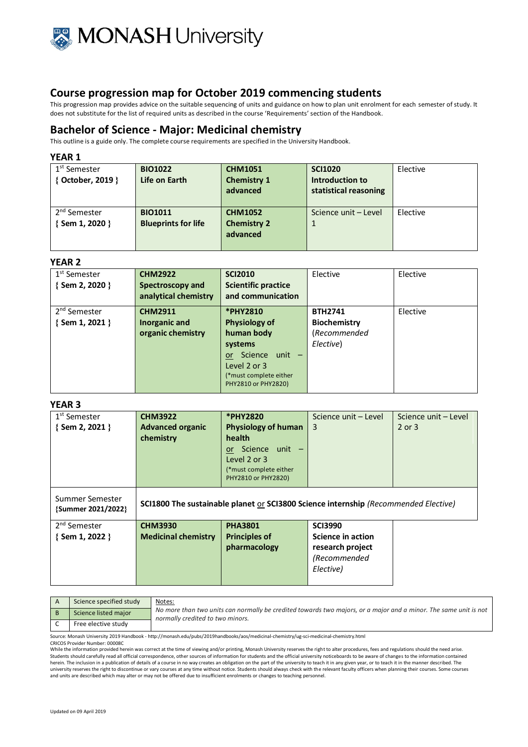## Course progression map for October 2019 commencing students

This progression map provides advice on the suitable sequencing of units and guidance on how to plan unit enrolment for each semester of study. It does not substitute for the list of required units as described in the course 'Requirements' section of the Handbook.

## Bachelor of Science - Major: Medicinal chemistry

This outline is a guide only. The complete course requirements are specified in the University Handbook.

### YEAR 1

| | | | | |
|---|---|---|---|---|
| 1st Semester { **October, 2019** } | **BIO1022 Life on Earth** | **CHM1051 Chemistry 1 advanced** | **SCI1020 Introduction to statistical reasoning** | Elective |
| 2nd Semester { **Sem 1, 2020** } | **BIO1011 Blueprints for life** | **CHM1052 Chemistry 2 advanced** | Science unit – Level 1 | Elective |

### YEAR 2

| | | | | |
|---|---|---|---|---|
| 1st Semester { **Sem 2, 2020** } | **CHM2922 Spectroscopy and analytical chemistry** | **SCI2010 Scientific practice and communication** | Elective | Elective |
| 2nd Semester { **Sem 1, 2021** } | **CHM2911 Inorganic and organic chemistry** | **\*PHY2810 Physiology of human body systems** or Science unit – Level 2 or 3 (*must complete either PHY2810 or PHY2820) | **BTH2741 Biochemistry** (*Recommended Elective*) | Elective |

### YEAR 3

| | | | | |
|---|---|---|---|---|
| 1st Semester { **Sem 2, 2021** } | **CHM3922 Advanced organic chemistry** | **\*PHY2820 Physiology of human health** or Science unit – Level 2 or 3 (*must complete either PHY2810 or PHY2820) | Science unit – Level 3 | Science unit – Level 2 or 3 |
| Summer Semester {Summer 2021/2022} | **SCI1800 The sustainable planet** or **SCI3800 Science internship** (*Recommended Elective*) | | | |
| 2nd Semester { **Sem 1, 2022** } | **CHM3930 Medicinal chemistry** | **PHA3801 Principles of pharmacology** | **SCI3990 Science in action research project** (*Recommended Elective*) | |

| | | |
|---|---|---|
| A | Science specified study | Notes: *No more than two units can normally be credited towards two majors, or a major and a minor. The same unit is not normally credited to two minors.* |
| B | Science listed major | |
| C | Free elective study | |

Source: Monash University 2019 Handbook - http://monash.edu/pubs/2019handbooks/aos/medicinal-chemistry/ug-sci-medicinal-chemistry.html

CRICOS Provider Number: 00008C

While the information provided herein was correct at the time of viewing and/or printing, Monash University reserves the right to alter procedures, fees and regulations should the need arise. Students should carefully read all official correspondence, other sources of information for students and the official university noticeboards to be aware of changes to the information contained herein. The inclusion in a publication of details of a course in no way creates an obligation on the part of the university to teach it in any given year, or to teach it in the manner described. The university reserves the right to discontinue or vary courses at any time without notice. Students should always check with the relevant faculty officers when planning their courses. Some courses and units are described which may alter or may not be offered due to insufficient enrolments or changes to teaching personnel.

Updated on 09 April 2019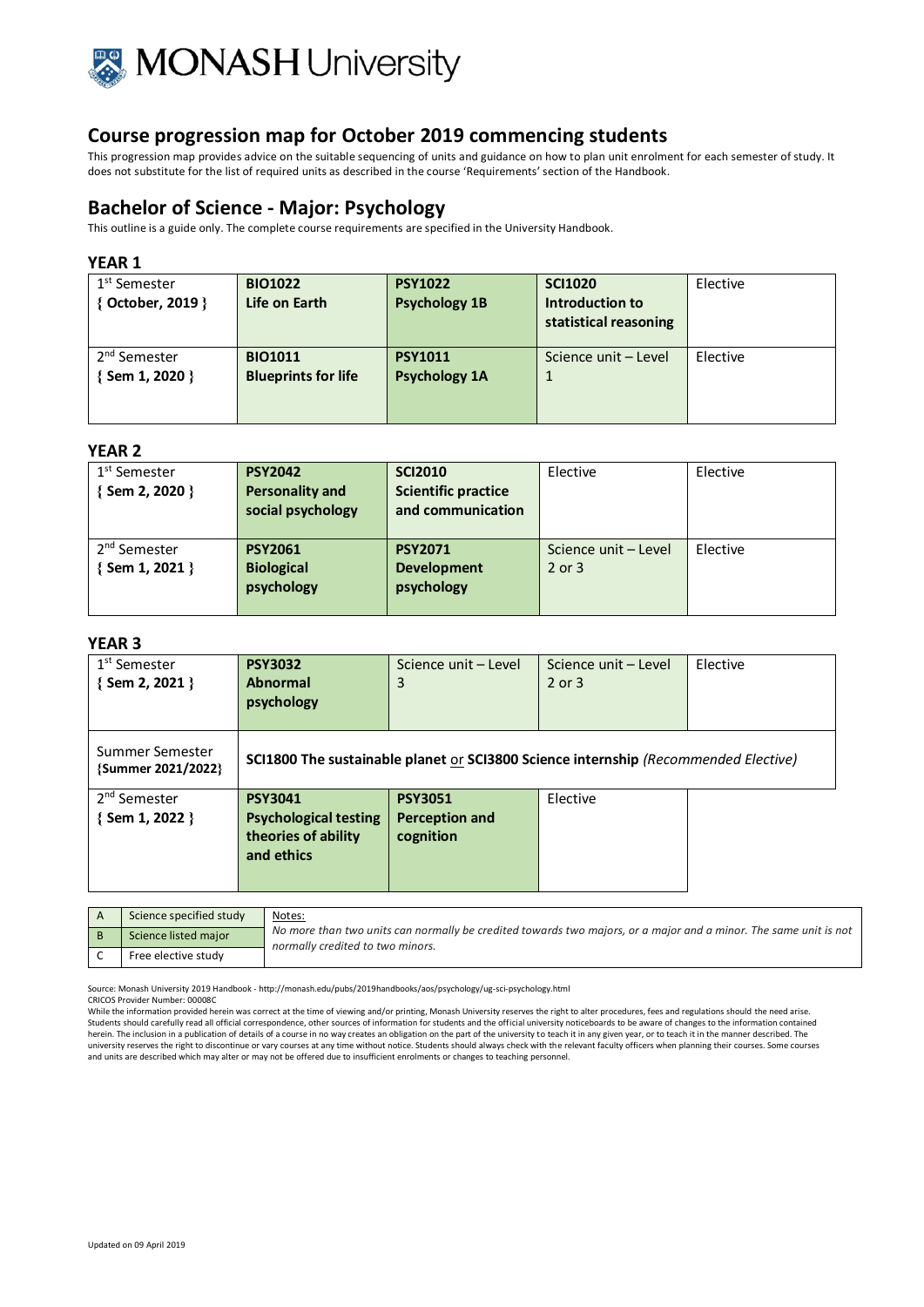MONASH University

# Course progression map for October 2019 commencing students

This progression map provides advice on the suitable sequencing of units and guidance on how to plan unit enrolment for each semester of study. It does not substitute for the list of required units as described in the course 'Requirements' section of the Handbook.

## Bachelor of Science - Major: Psychology

This outline is a guide only. The complete course requirements are specified in the University Handbook.

### YEAR 1

| | | | | |
|---|---|---|---|---|
| 1st Semester { October, 2019 } | **BIO1022 Life on Earth** | **PSY1022 Psychology 1B** | **SCI1020 Introduction to statistical reasoning** | Elective |
| 2nd Semester { Sem 1, 2020 } | **BIO1011 Blueprints for life** | **PSY1011 Psychology 1A** | Science unit – Level 1 | Elective |

### YEAR 2

| | | | | |
|---|---|---|---|---|
| 1st Semester { Sem 2, 2020 } | **PSY2042 Personality and social psychology** | **SCI2010 Scientific practice and communication** | Elective | Elective |
| 2nd Semester { Sem 1, 2021 } | **PSY2061 Biological psychology** | **PSY2071 Development psychology** | Science unit – Level 2 or 3 | Elective |

### YEAR 3

| | | | | |
|---|---|---|---|---|
| 1st Semester { Sem 2, 2021 } | **PSY3032 Abnormal psychology** | Science unit – Level 3 | Science unit – Level 2 or 3 | Elective |
| Summer Semester {Summer 2021/2022} | **SCI1800 The sustainable planet** or **SCI3800 Science internship** *(Recommended Elective)* | | | |
| 2nd Semester { Sem 1, 2022 } | **PSY3041 Psychological testing theories of ability and ethics** | **PSY3051 Perception and cognition** | Elective | |

| | | |
|---|---|---|
| A | Science specified study | Notes: *No more than two units can normally be credited towards two majors, or a major and a minor. The same unit is not normally credited to two minors.* |
| B | Science listed major | |
| C | Free elective study | |

Source: Monash University 2019 Handbook - http://monash.edu/pubs/2019handbooks/aos/psychology/ug-sci-psychology.html
CRICOS Provider Number: 00008C
While the information provided herein was correct at the time of viewing and/or printing, Monash University reserves the right to alter procedures, fees and regulations should the need arise. Students should carefully read all official correspondence, other sources of information for students and the official university noticeboards to be aware of changes to the information contained herein. The inclusion in a publication of details of a course in no way creates an obligation on the part of the university to teach it in any given year, or to teach it in the manner described. The university reserves the right to discontinue or vary courses at any time without notice. Students should always check with the relevant faculty officers when planning their courses. Some courses and units are described which may alter or may not be offered due to insufficient enrolments or changes to teaching personnel.

Updated on 09 April 2019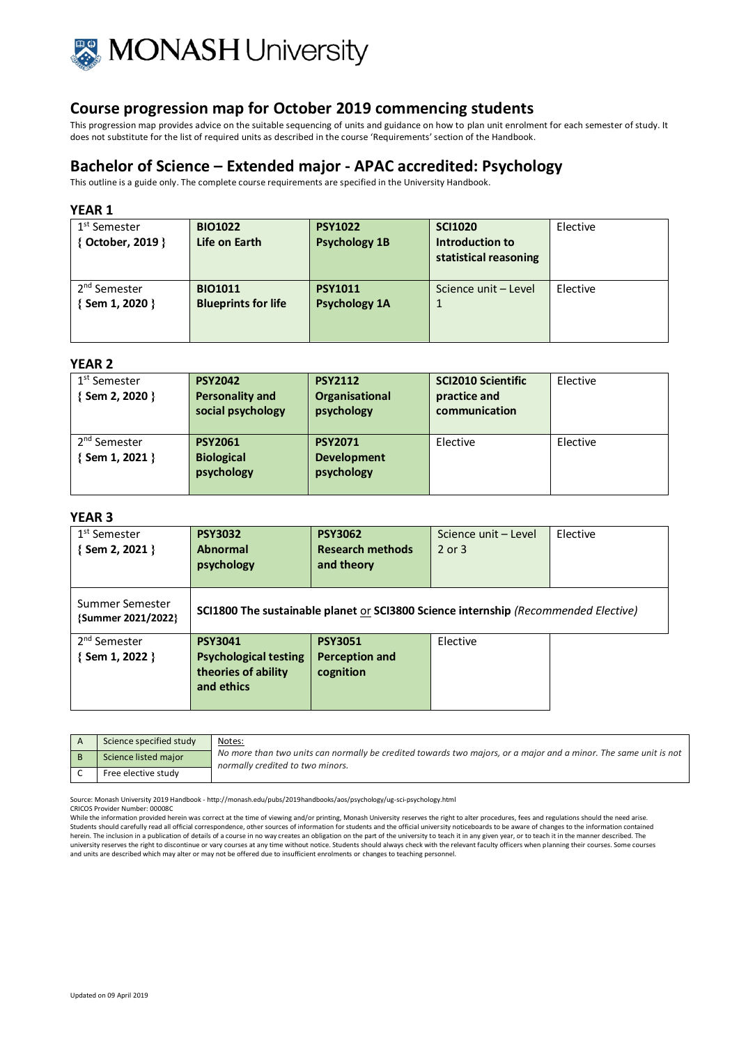# Course progression map for October 2019 commencing students

This progression map provides advice on the suitable sequencing of units and guidance on how to plan unit enrolment for each semester of study. It does not substitute for the list of required units as described in the course 'Requirements' section of the Handbook.

## Bachelor of Science – Extended major - APAC accredited: Psychology

This outline is a guide only. The complete course requirements are specified in the University Handbook.

### YEAR 1

| | | | | |
|---|---|---|---|---|
| 1st Semester { October, 2019 } | **BIO1022 Life on Earth** | **PSY1022 Psychology 1B** | **SCI1020 Introduction to statistical reasoning** | Elective |
| 2nd Semester { Sem 1, 2020 } | **BIO1011 Blueprints for life** | **PSY1011 Psychology 1A** | Science unit – Level 1 | Elective |

### YEAR 2

| | | | | |
|---|---|---|---|---|
| 1st Semester { Sem 2, 2020 } | **PSY2042 Personality and social psychology** | **PSY2112 Organisational psychology** | **SCI2010 Scientific practice and communication** | Elective |
| 2nd Semester { Sem 1, 2021 } | **PSY2061 Biological psychology** | **PSY2071 Development psychology** | Elective | Elective |

### YEAR 3

| | | | | |
|---|---|---|---|---|
| 1st Semester { Sem 2, 2021 } | **PSY3032 Abnormal psychology** | **PSY3062 Research methods and theory** | Science unit – Level 2 or 3 | Elective |
| Summer Semester {Summer 2021/2022} | **SCI1800 The sustainable planet** or **SCI3800 Science internship** *(Recommended Elective)* | | | |
| 2nd Semester { Sem 1, 2022 } | **PSY3041 Psychological testing theories of ability and ethics** | **PSY3051 Perception and cognition** | Elective | |

| | | |
|---|---|---|
| A | Science specified study | Notes: *No more than two units can normally be credited towards two majors, or a major and a minor. The same unit is not normally credited to two minors.* |
| B | Science listed major | |
| C | Free elective study | |

Source: Monash University 2019 Handbook - http://monash.edu/pubs/2019handbooks/aos/psychology/ug-sci-psychology.html
CRICOS Provider Number: 00008C
While the information provided herein was correct at the time of viewing and/or printing, Monash University reserves the right to alter procedures, fees and regulations should the need arise. Students should carefully read all official correspondence, other sources of information for students and the official university noticeboards to be aware of changes to the information contained herein. The inclusion in a publication of details of a course in no way creates an obligation on the part of the university to teach it in any given year, or to teach it in the manner described. The university reserves the right to discontinue or vary courses at any time without notice. Students should always check with the relevant faculty officers when planning their courses. Some courses and units are described which may alter or may not be offered due to insufficient enrolments or changes to teaching personnel.

Updated on 09 April 2019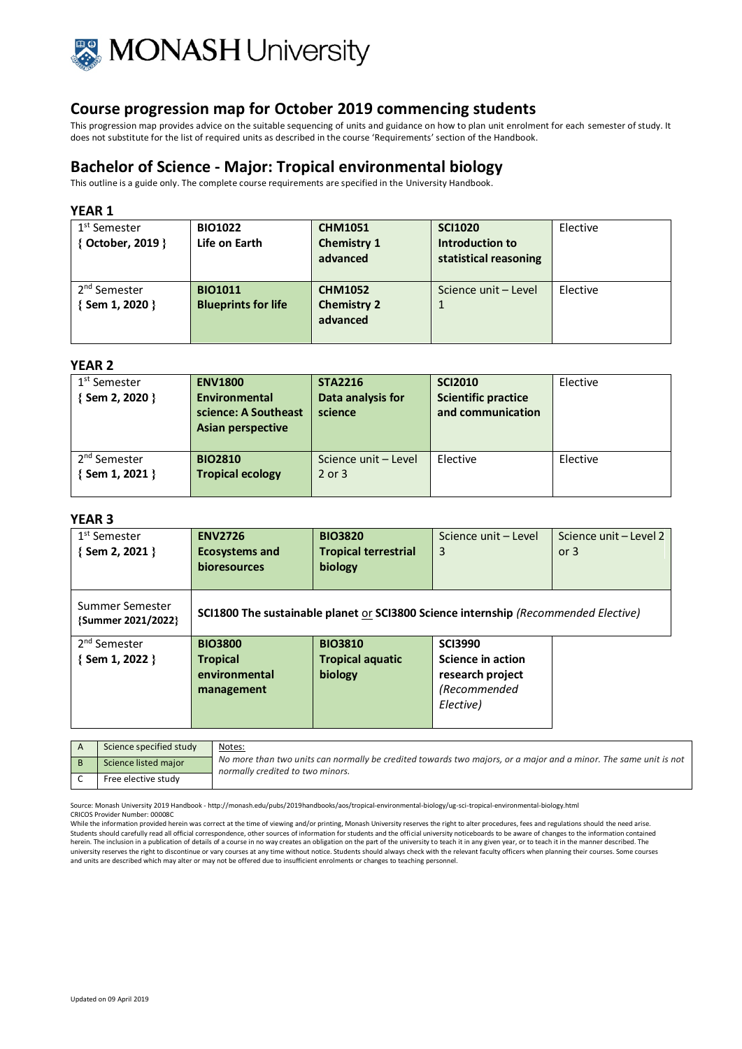# Course progression map for October 2019 commencing students

This progression map provides advice on the suitable sequencing of units and guidance on how to plan unit enrolment for each semester of study. It does not substitute for the list of required units as described in the course 'Requirements' section of the Handbook.

## Bachelor of Science - Major: Tropical environmental biology

This outline is a guide only. The complete course requirements are specified in the University Handbook.

### YEAR 1

| | | | | |
|---|---|---|---|---|
| 1st Semester { October, 2019 } | **BIO1022 Life on Earth** | **CHM1051 Chemistry 1 advanced** | **SCI1020 Introduction to statistical reasoning** | Elective |
| 2nd Semester { Sem 1, 2020 } | **BIO1011 Blueprints for life** | **CHM1052 Chemistry 2 advanced** | Science unit – Level 1 | Elective |

### YEAR 2

| | | | | |
|---|---|---|---|---|
| 1st Semester { Sem 2, 2020 } | **ENV1800 Environmental science: A Southeast Asian perspective** | **STA2216 Data analysis for science** | **SCI2010 Scientific practice and communication** | Elective |
| 2nd Semester { Sem 1, 2021 } | **BIO2810 Tropical ecology** | Science unit – Level 2 or 3 | Elective | Elective |

### YEAR 3

| | | | | |
|---|---|---|---|---|
| 1st Semester { Sem 2, 2021 } | **ENV2726 Ecosystems and bioresources** | **BIO3820 Tropical terrestrial biology** | Science unit – Level 3 | Science unit – Level 2 or 3 |
| Summer Semester {Summer 2021/2022} | **SCI1800 The sustainable planet** or **SCI3800 Science internship** *(Recommended Elective)* | | | |
| 2nd Semester { Sem 1, 2022 } | **BIO3800 Tropical environmental management** | **BIO3810 Tropical aquatic biology** | **SCI3990 Science in action research project** *(Recommended Elective)* | |

| | | |
|---|---|---|
| A | Science specified study | Notes: *No more than two units can normally be credited towards two majors, or a major and a minor. The same unit is not normally credited to two minors.* |
| B | Science listed major | |
| C | Free elective study | |

Source: Monash University 2019 Handbook - http://monash.edu/pubs/2019handbooks/aos/tropical-environmental-biology/ug-sci-tropical-environmental-biology.html
CRICOS Provider Number: 00008C

While the information provided herein was correct at the time of viewing and/or printing, Monash University reserves the right to alter procedures, fees and regulations should the need arise. Students should carefully read all official correspondence, other sources of information for students and the official university noticeboards to be aware of changes to the information contained herein. The inclusion in a publication of details of a course in no way creates an obligation on the part of the university to teach it in any given year, or to teach it in the manner described. The university reserves the right to discontinue or vary courses at any time without notice. Students should always check with the relevant faculty officers when planning their courses. Some courses and units are described which may alter or may not be offered due to insufficient enrolments or changes to teaching personnel.

Updated on 09 April 2019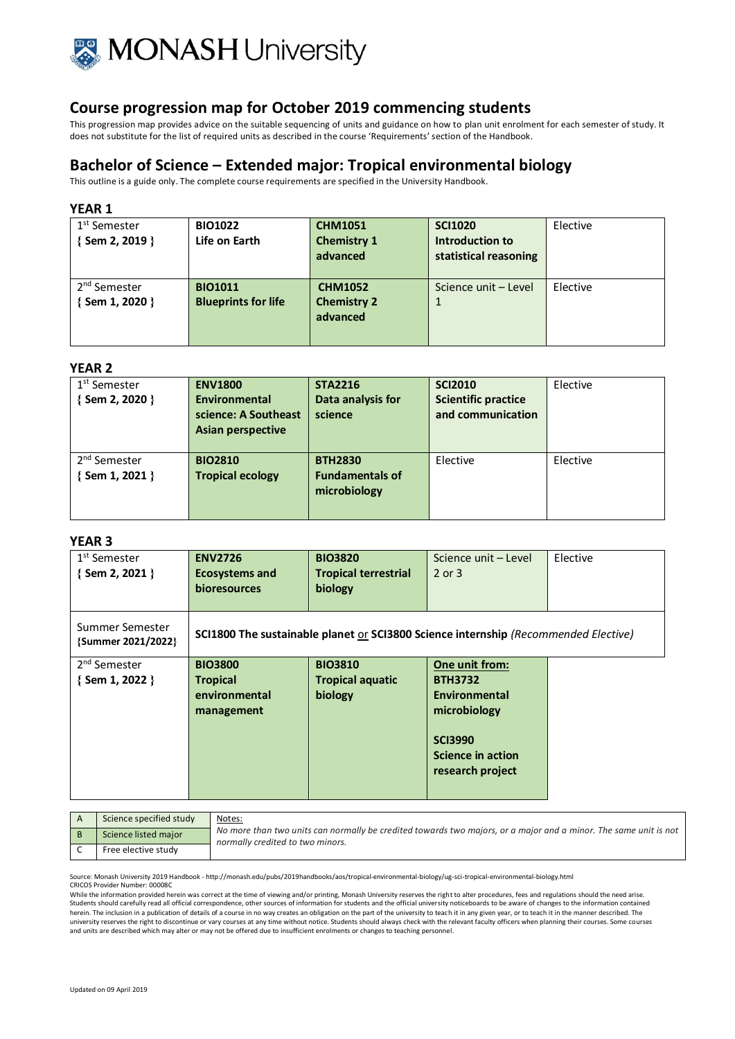MONASH University

# Course progression map for October 2019 commencing students

This progression map provides advice on the suitable sequencing of units and guidance on how to plan unit enrolment for each semester of study. It does not substitute for the list of required units as described in the course 'Requirements' section of the Handbook.

## Bachelor of Science – Extended major: Tropical environmental biology

This outline is a guide only. The complete course requirements are specified in the University Handbook.

### YEAR 1

| | | | | |
|---|---|---|---|---|
| 1st Semester { Sem 2, 2019 } | **BIO1022 Life on Earth** | **CHM1051 Chemistry 1 advanced** | **SCI1020 Introduction to statistical reasoning** | Elective |
| 2nd Semester { Sem 1, 2020 } | **BIO1011 Blueprints for life** | **CHM1052 Chemistry 2 advanced** | Science unit – Level 1 | Elective |

### YEAR 2

| | | | | |
|---|---|---|---|---|
| 1st Semester { Sem 2, 2020 } | **ENV1800 Environmental science: A Southeast Asian perspective** | **STA2216 Data analysis for science** | **SCI2010 Scientific practice and communication** | Elective |
| 2nd Semester { Sem 1, 2021 } | **BIO2810 Tropical ecology** | **BTH2830 Fundamentals of microbiology** | Elective | Elective |

### YEAR 3

| | | | | |
|---|---|---|---|---|
| 1st Semester { Sem 2, 2021 } | **ENV2726 Ecosystems and bioresources** | **BIO3820 Tropical terrestrial biology** | Science unit – Level 2 or 3 | Elective |
| Summer Semester {Summer 2021/2022} | **SCI1800 The sustainable planet** or **SCI3800 Science internship** *(Recommended Elective)* | | | |
| 2nd Semester { Sem 1, 2022 } | **BIO3800 Tropical environmental management** | **BIO3810 Tropical aquatic biology** | **One unit from:** **BTH3732 Environmental microbiology** **SCI3990 Science in action research project** | |

| | | |
|---|---|---|
| A | Science specified study | Notes: *No more than two units can normally be credited towards two majors, or a major and a minor. The same unit is not normally credited to two minors.* |
| B | Science listed major | |
| C | Free elective study | |

Source: Monash University 2019 Handbook - http://monash.edu/pubs/2019handbooks/aos/tropical-environmental-biology/ug-sci-tropical-environmental-biology.html
CRICOS Provider Number: 00008C

While the information provided herein was correct at the time of viewing and/or printing, Monash University reserves the right to alter procedures, fees and regulations should the need arise. Students should carefully read all official correspondence, other sources of information for students and the official university noticeboards to be aware of changes to the information contained herein. The inclusion in a publication of details of a course in no way creates an obligation on the part of the university to teach it in any given year, or to teach it in the manner described. The university reserves the right to discontinue or vary courses at any time without notice. Students should always check with the relevant faculty officers when planning their courses. Some courses and units are described which may alter or may not be offered due to insufficient enrolments or changes to teaching personnel.

Updated on 09 April 2019